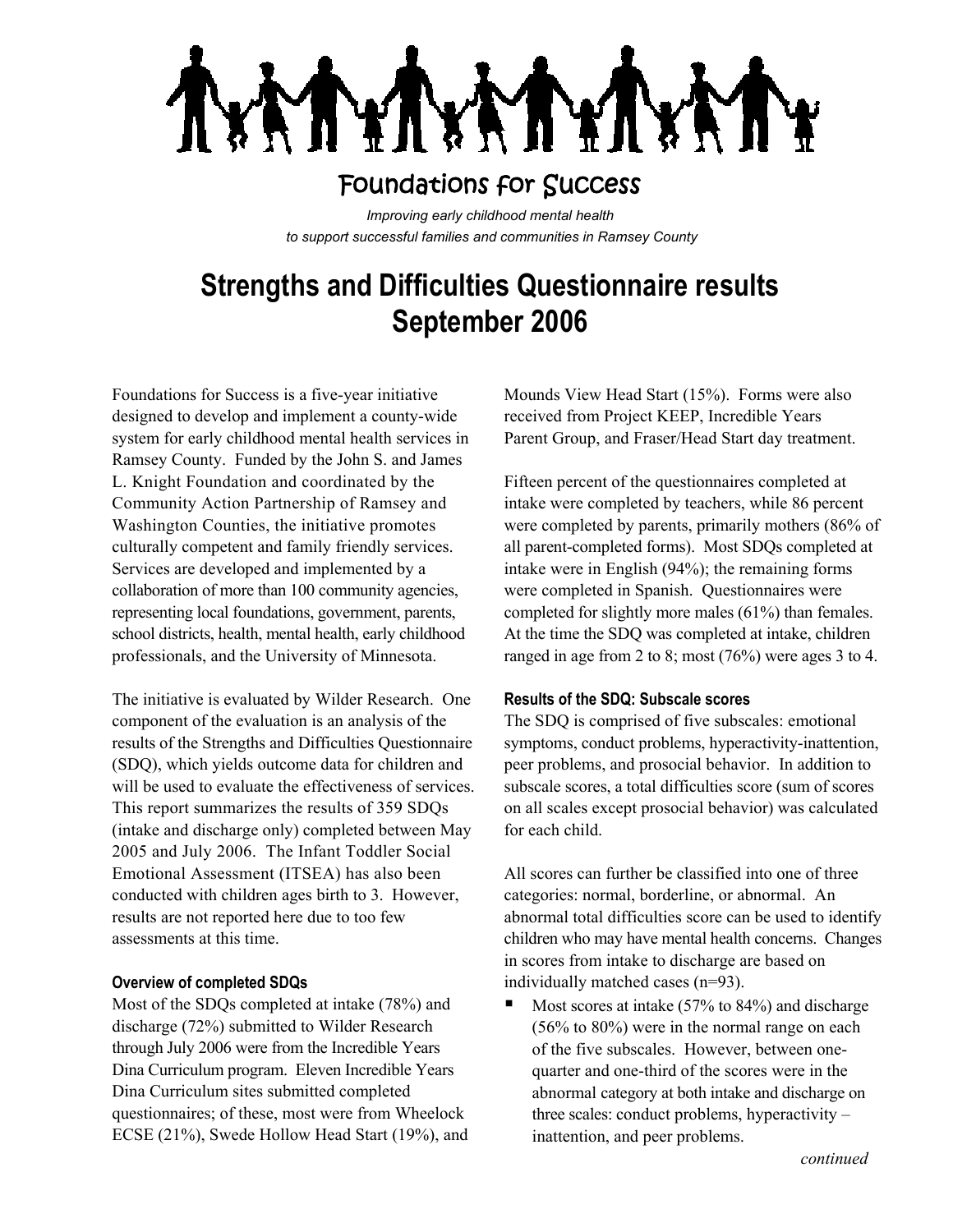Foundations for Success

*Improving early childhood mental health to support successful families and communities in Ramsey County*

# Strengths and Difficulties Questionnaire results September 2006

Foundations for Success is a five-year initiative designed to develop and implement a county-wide system for early childhood mental health services in Ramsey County. Funded by the John S. and James L. Knight Foundation and coordinated by the Community Action Partnership of Ramsey and Washington Counties, the initiative promotes culturally competent and family friendly services. Services are developed and implemented by a collaboration of more than 100 community agencies, representing local foundations, government, parents, school districts, health, mental health, early childhood professionals, and the University of Minnesota.

The initiative is evaluated by Wilder Research. One component of the evaluation is an analysis of the results of the Strengths and Difficulties Questionnaire (SDQ), which yields outcome data for children and will be used to evaluate the effectiveness of services. This report summarizes the results of 359 SDQs (intake and discharge only) completed between May 2005 and July 2006. The Infant Toddler Social Emotional Assessment (ITSEA) has also been conducted with children ages birth to 3. However, results are not reported here due to too few assessments at this time.

#### Overview of completed SDQs

Most of the SDQs completed at intake (78%) and discharge (72%) submitted to Wilder Research through July 2006 were from the Incredible Years Dina Curriculum program. Eleven Incredible Years Dina Curriculum sites submitted completed questionnaires; of these, most were from Wheelock ECSE (21%), Swede Hollow Head Start (19%), and Mounds View Head Start (15%). Forms were also received from Project KEEP, Incredible Years Parent Group, and Fraser/Head Start day treatment.

Fifteen percent of the questionnaires completed at intake were completed by teachers, while 86 percent were completed by parents, primarily mothers (86% of all parent-completed forms). Most SDQs completed at intake were in English (94%); the remaining forms were completed in Spanish. Questionnaires were completed for slightly more males (61%) than females. At the time the SDQ was completed at intake, children ranged in age from 2 to 8; most (76%) were ages 3 to 4.

#### Results of the SDQ: Subscale scores

The SDQ is comprised of five subscales: emotional symptoms, conduct problems, hyperactivity-inattention, peer problems, and prosocial behavior. In addition to subscale scores, a total difficulties score (sum of scores on all scales except prosocial behavior) was calculated for each child.

All scores can further be classified into one of three categories: normal, borderline, or abnormal. An abnormal total difficulties score can be used to identify children who may have mental health concerns. Changes in scores from intake to discharge are based on individually matched cases (n=93).

- Most scores at intake (57% to 84%) and discharge (56% to 80%) were in the normal range on each of the five subscales. However, between one-quarter and one-third of the scores were in the abnormal category at both intake and discharge on three scales: conduct problems, hyperactivity – inattention, and peer problems.

*continued*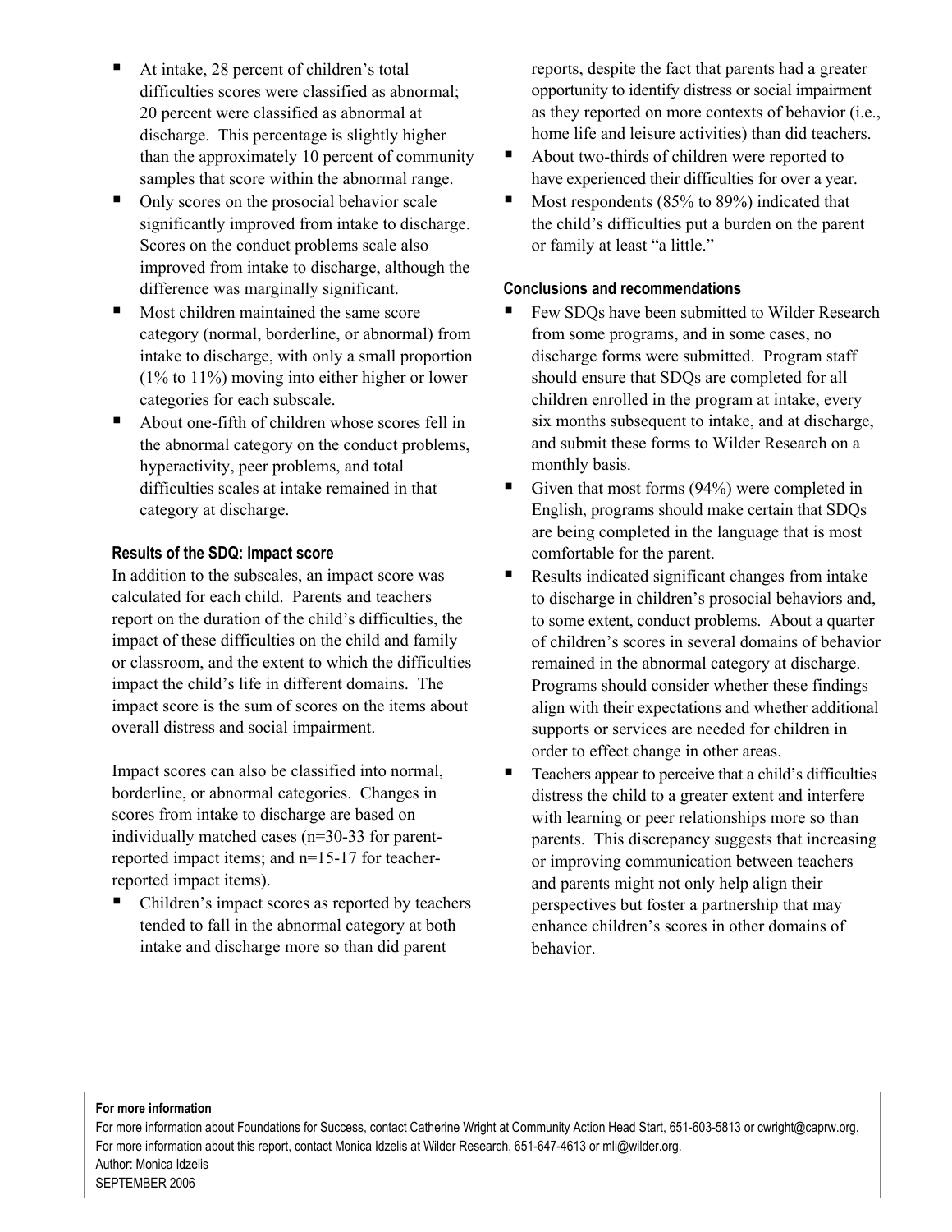- At intake, 28 percent of children's total difficulties scores were classified as abnormal; 20 percent were classified as abnormal at discharge. This percentage is slightly higher than the approximately 10 percent of community samples that score within the abnormal range.
- Only scores on the prosocial behavior scale significantly improved from intake to discharge. Scores on the conduct problems scale also improved from intake to discharge, although the difference was marginally significant.
- Most children maintained the same score category (normal, borderline, or abnormal) from intake to discharge, with only a small proportion (1% to 11%) moving into either higher or lower categories for each subscale.
- About one-fifth of children whose scores fell in the abnormal category on the conduct problems, hyperactivity, peer problems, and total difficulties scales at intake remained in that category at discharge.

### Results of the SDQ: Impact score

In addition to the subscales, an impact score was calculated for each child. Parents and teachers report on the duration of the child's difficulties, the impact of these difficulties on the child and family or classroom, and the extent to which the difficulties impact the child's life in different domains. The impact score is the sum of scores on the items about overall distress and social impairment.

Impact scores can also be classified into normal, borderline, or abnormal categories. Changes in scores from intake to discharge are based on individually matched cases (n=30-33 for parent-reported impact items; and n=15-17 for teacher-reported impact items).

- Children's impact scores as reported by teachers tended to fall in the abnormal category at both intake and discharge more so than did parent reports, despite the fact that parents had a greater opportunity to identify distress or social impairment as they reported on more contexts of behavior (i.e., home life and leisure activities) than did teachers.
- About two-thirds of children were reported to have experienced their difficulties for over a year.
- Most respondents (85% to 89%) indicated that the child's difficulties put a burden on the parent or family at least "a little."

### Conclusions and recommendations

- Few SDQs have been submitted to Wilder Research from some programs, and in some cases, no discharge forms were submitted. Program staff should ensure that SDQs are completed for all children enrolled in the program at intake, every six months subsequent to intake, and at discharge, and submit these forms to Wilder Research on a monthly basis.
- Given that most forms (94%) were completed in English, programs should make certain that SDQs are being completed in the language that is most comfortable for the parent.
- Results indicated significant changes from intake to discharge in children's prosocial behaviors and, to some extent, conduct problems. About a quarter of children's scores in several domains of behavior remained in the abnormal category at discharge. Programs should consider whether these findings align with their expectations and whether additional supports or services are needed for children in order to effect change in other areas.
- Teachers appear to perceive that a child's difficulties distress the child to a greater extent and interfere with learning or peer relationships more so than parents. This discrepancy suggests that increasing or improving communication between teachers and parents might not only help align their perspectives but foster a partnership that may enhance children's scores in other domains of behavior.

**For more information**

For more information about Foundations for Success, contact Catherine Wright at Community Action Head Start, 651-603-5813 or cwright@caprw.org.
For more information about this report, contact Monica Idzelis at Wilder Research, 651-647-4613 or mli@wilder.org.
Author: Monica Idzelis
SEPTEMBER 2006